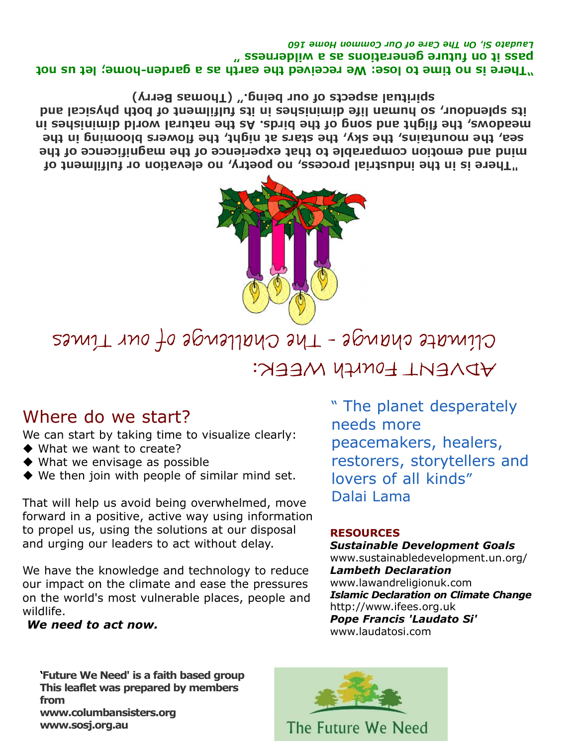"There is no time to lose: We received the earth as a garden-home; let us not pass it on future generations as a wilderness "

*Laudato Si, On The Care of Our Common Home 160*

**"There is in the industrial process, no poetry, no elevation or fulfilment of mind and emotion comparable to that experience of the magnificence of the sea, the mountains, the sky, the stars at night, the flowers blooming in the meadows, the flight and song of the birds. As the natural world diminishes in its splendour, so human life diminishes in its fulfilment of both physical and spiritual aspects of our being." (Thomas Berry)**

# ADVENT Fourth WEEK:

## Climate change - The Challenge of our Times

## Where do we start?

We can start by taking time to visualize clearly:

- What we want to create?
- What we envisage as possible
- We then join with people of similar mind set.

That will help us avoid being overwhelmed, move forward in a positive, active way using information to propel us, using the solutions at our disposal and urging our leaders to act without delay.

We have the knowledge and technology to reduce our impact on the climate and ease the pressures on the world's most vulnerable places, people and wildlife.

***We need to act now.***

" The planet desperately needs more peacemakers, healers, restorers, storytellers and lovers of all kinds"
Dalai Lama

**RESOURCES**

***Sustainable Development Goals***
www.sustainabledevelopment.un.org/

***Lambeth Declaration***
www.lawandreligionuk.com

***Islamic Declaration on Climate Change***
http://www.ifees.org.uk

***Pope Francis 'Laudato Si'***
www.laudatosi.com

**'Future We Need' is a faith based group**
**This leaflet was prepared by members from**
**www.columbansisters.org**
**www.sosj.org.au**

The Future We Need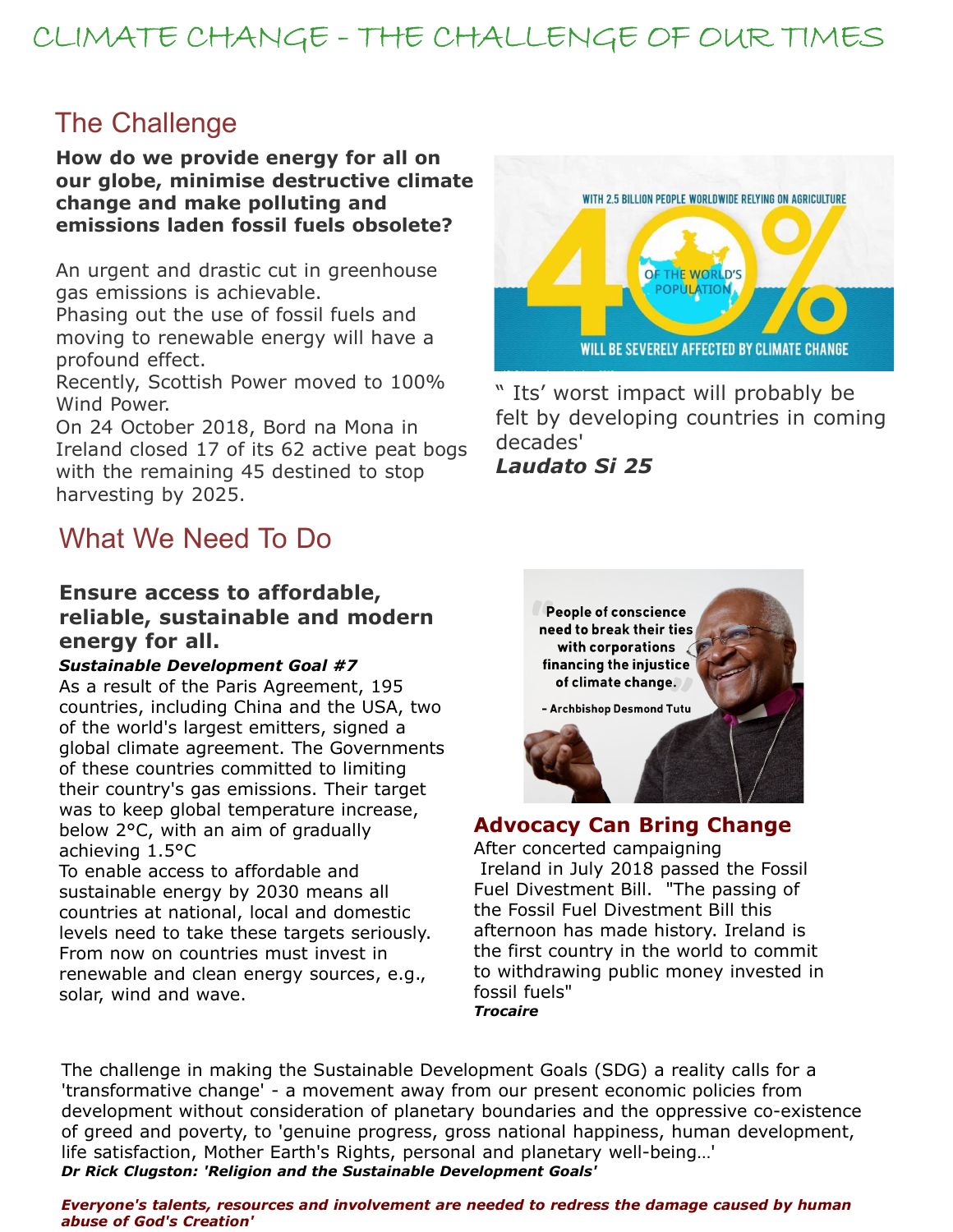# CLIMATE CHANGE - THE CHALLENGE OF OUR TIMES

## The Challenge

**How do we provide energy for all on our globe, minimise destructive climate change and make polluting and emissions laden fossil fuels obsolete?**

An urgent and drastic cut in greenhouse gas emissions is achievable.
Phasing out the use of fossil fuels and moving to renewable energy will have a profound effect.
Recently, Scottish Power moved to 100% Wind Power.
On 24 October 2018, Bord na Mona in Ireland closed 17 of its 62 active peat bogs with the remaining 45 destined to stop harvesting by 2025.

WITH 2.5 BILLION PEOPLE WORLDWIDE RELYING ON AGRICULTURE
40% OF THE WORLD'S POPULATION
WILL BE SEVERELY AFFECTED BY CLIMATE CHANGE

" Its' worst impact will probably be felt by developing countries in coming decades'
***Laudato Si 25***

## What We Need To Do

**Ensure access to affordable, reliable, sustainable and modern energy for all.**
***Sustainable Development Goal #7***
As a result of the Paris Agreement, 195 countries, including China and the USA, two of the world's largest emitters, signed a global climate agreement. The Governments of these countries committed to limiting their country's gas emissions. Their target was to keep global temperature increase, below 2°C, with an aim of gradually achieving 1.5°C
To enable access to affordable and sustainable energy by 2030 means all countries at national, local and domestic levels need to take these targets seriously. From now on countries must invest in renewable and clean energy sources, e.g., solar, wind and wave.

"People of conscience need to break their ties with corporations financing the injustice of climate change."
- Archbishop Desmond Tutu

### Advocacy Can Bring Change

After concerted campaigning Ireland in July 2018 passed the Fossil Fuel Divestment Bill. "The passing of the Fossil Fuel Divestment Bill this afternoon has made history. Ireland is the first country in the world to commit to withdrawing public money invested in fossil fuels"
***Trocaire***

The challenge in making the Sustainable Development Goals (SDG) a reality calls for a 'transformative change' - a movement away from our present economic policies from development without consideration of planetary boundaries and the oppressive co-existence of greed and poverty, to 'genuine progress, gross national happiness, human development, life satisfaction, Mother Earth's Rights, personal and planetary well-being…'
***Dr Rick Clugston: 'Religion and the Sustainable Development Goals'***

***Everyone's talents, resources and involvement are needed to redress the damage caused by human abuse of God's Creation'***